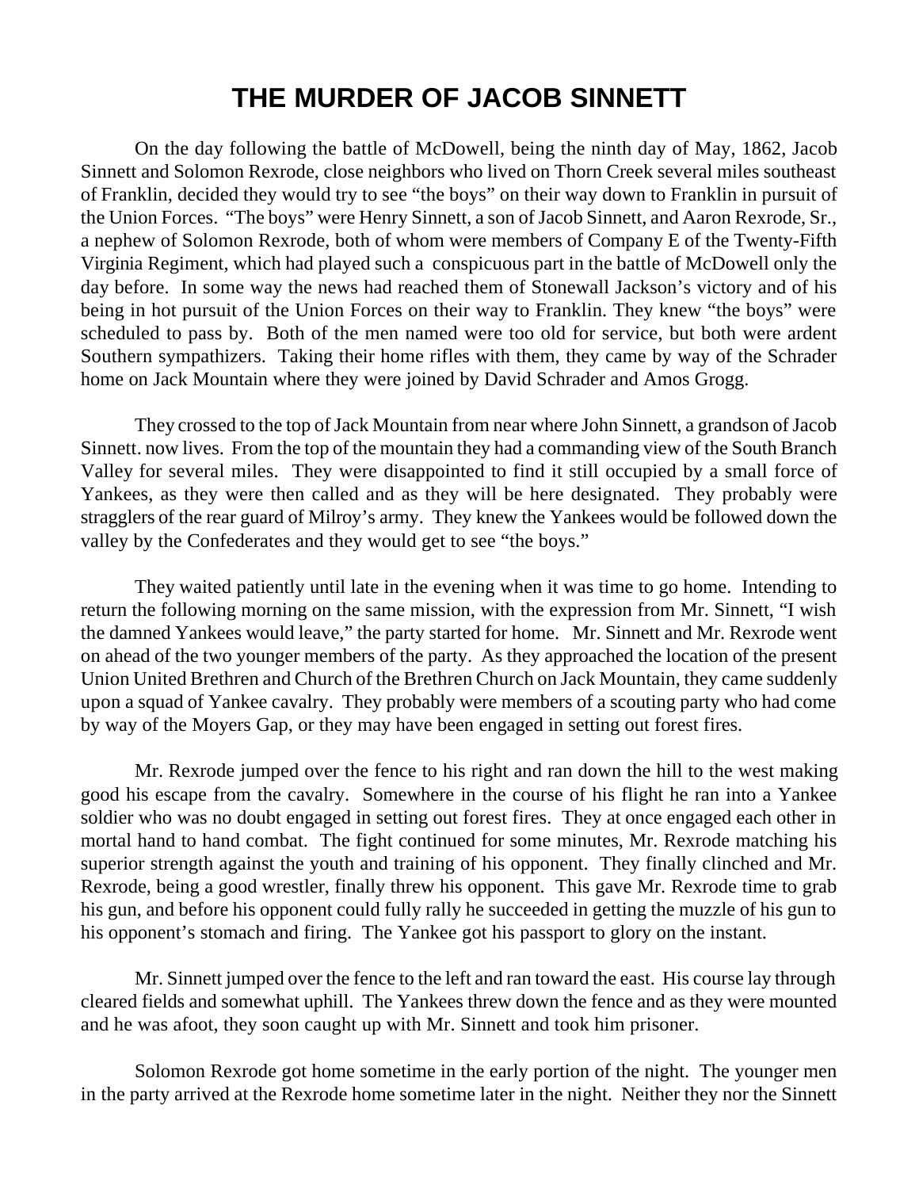# THE MURDER OF JACOB SINNETT

On the day following the battle of McDowell, being the ninth day of May, 1862, Jacob Sinnett and Solomon Rexrode, close neighbors who lived on Thorn Creek several miles southeast of Franklin, decided they would try to see "the boys" on their way down to Franklin in pursuit of the Union Forces. "The boys" were Henry Sinnett, a son of Jacob Sinnett, and Aaron Rexrode, Sr., a nephew of Solomon Rexrode, both of whom were members of Company E of the Twenty-Fifth Virginia Regiment, which had played such a conspicuous part in the battle of McDowell only the day before. In some way the news had reached them of Stonewall Jackson's victory and of his being in hot pursuit of the Union Forces on their way to Franklin. They knew "the boys" were scheduled to pass by. Both of the men named were too old for service, but both were ardent Southern sympathizers. Taking their home rifles with them, they came by way of the Schrader home on Jack Mountain where they were joined by David Schrader and Amos Grogg.

They crossed to the top of Jack Mountain from near where John Sinnett, a grandson of Jacob Sinnett. now lives. From the top of the mountain they had a commanding view of the South Branch Valley for several miles. They were disappointed to find it still occupied by a small force of Yankees, as they were then called and as they will be here designated. They probably were stragglers of the rear guard of Milroy's army. They knew the Yankees would be followed down the valley by the Confederates and they would get to see "the boys."

They waited patiently until late in the evening when it was time to go home. Intending to return the following morning on the same mission, with the expression from Mr. Sinnett, "I wish the damned Yankees would leave," the party started for home. Mr. Sinnett and Mr. Rexrode went on ahead of the two younger members of the party. As they approached the location of the present Union United Brethren and Church of the Brethren Church on Jack Mountain, they came suddenly upon a squad of Yankee cavalry. They probably were members of a scouting party who had come by way of the Moyers Gap, or they may have been engaged in setting out forest fires.

Mr. Rexrode jumped over the fence to his right and ran down the hill to the west making good his escape from the cavalry. Somewhere in the course of his flight he ran into a Yankee soldier who was no doubt engaged in setting out forest fires. They at once engaged each other in mortal hand to hand combat. The fight continued for some minutes, Mr. Rexrode matching his superior strength against the youth and training of his opponent. They finally clinched and Mr. Rexrode, being a good wrestler, finally threw his opponent. This gave Mr. Rexrode time to grab his gun, and before his opponent could fully rally he succeeded in getting the muzzle of his gun to his opponent's stomach and firing. The Yankee got his passport to glory on the instant.

Mr. Sinnett jumped over the fence to the left and ran toward the east. His course lay through cleared fields and somewhat uphill. The Yankees threw down the fence and as they were mounted and he was afoot, they soon caught up with Mr. Sinnett and took him prisoner.

Solomon Rexrode got home sometime in the early portion of the night. The younger men in the party arrived at the Rexrode home sometime later in the night. Neither they nor the Sinnett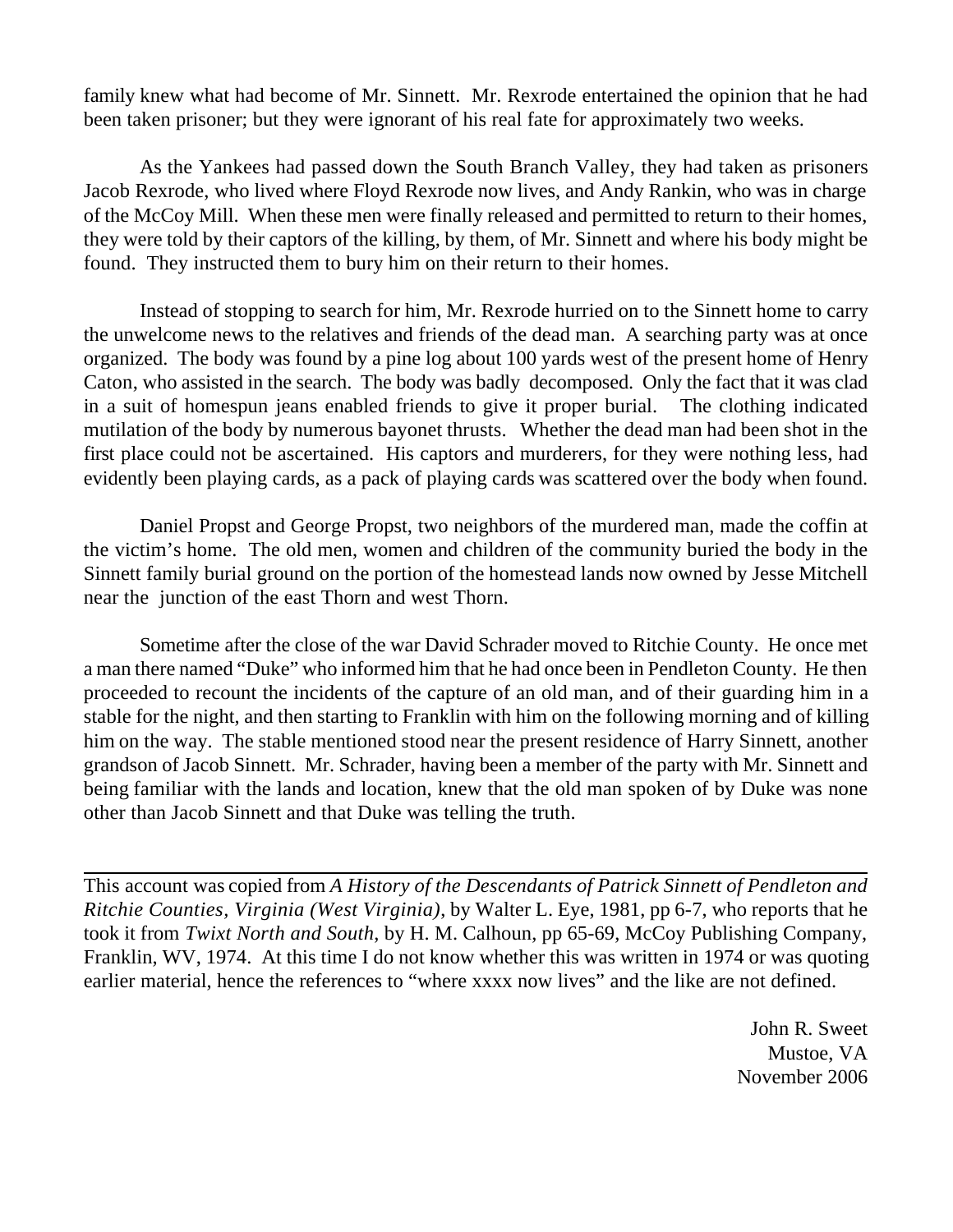family knew what had become of Mr. Sinnett. Mr. Rexrode entertained the opinion that he had been taken prisoner; but they were ignorant of his real fate for approximately two weeks.

As the Yankees had passed down the South Branch Valley, they had taken as prisoners Jacob Rexrode, who lived where Floyd Rexrode now lives, and Andy Rankin, who was in charge of the McCoy Mill. When these men were finally released and permitted to return to their homes, they were told by their captors of the killing, by them, of Mr. Sinnett and where his body might be found. They instructed them to bury him on their return to their homes.

Instead of stopping to search for him, Mr. Rexrode hurried on to the Sinnett home to carry the unwelcome news to the relatives and friends of the dead man. A searching party was at once organized. The body was found by a pine log about 100 yards west of the present home of Henry Caton, who assisted in the search. The body was badly decomposed. Only the fact that it was clad in a suit of homespun jeans enabled friends to give it proper burial. The clothing indicated mutilation of the body by numerous bayonet thrusts. Whether the dead man had been shot in the first place could not be ascertained. His captors and murderers, for they were nothing less, had evidently been playing cards, as a pack of playing cards was scattered over the body when found.

Daniel Propst and George Propst, two neighbors of the murdered man, made the coffin at the victim's home. The old men, women and children of the community buried the body in the Sinnett family burial ground on the portion of the homestead lands now owned by Jesse Mitchell near the junction of the east Thorn and west Thorn.

Sometime after the close of the war David Schrader moved to Ritchie County. He once met a man there named "Duke" who informed him that he had once been in Pendleton County. He then proceeded to recount the incidents of the capture of an old man, and of their guarding him in a stable for the night, and then starting to Franklin with him on the following morning and of killing him on the way. The stable mentioned stood near the present residence of Harry Sinnett, another grandson of Jacob Sinnett. Mr. Schrader, having been a member of the party with Mr. Sinnett and being familiar with the lands and location, knew that the old man spoken of by Duke was none other than Jacob Sinnett and that Duke was telling the truth.

---

This account was copied from *A History of the Descendants of Patrick Sinnett of Pendleton and Ritchie Counties, Virginia (West Virginia)*, by Walter L. Eye, 1981, pp 6-7, who reports that he took it from *Twixt North and South*, by H. M. Calhoun, pp 65-69, McCoy Publishing Company, Franklin, WV, 1974. At this time I do not know whether this was written in 1974 or was quoting earlier material, hence the references to "where xxxx now lives" and the like are not defined.

John R. Sweet
Mustoe, VA
November 2006